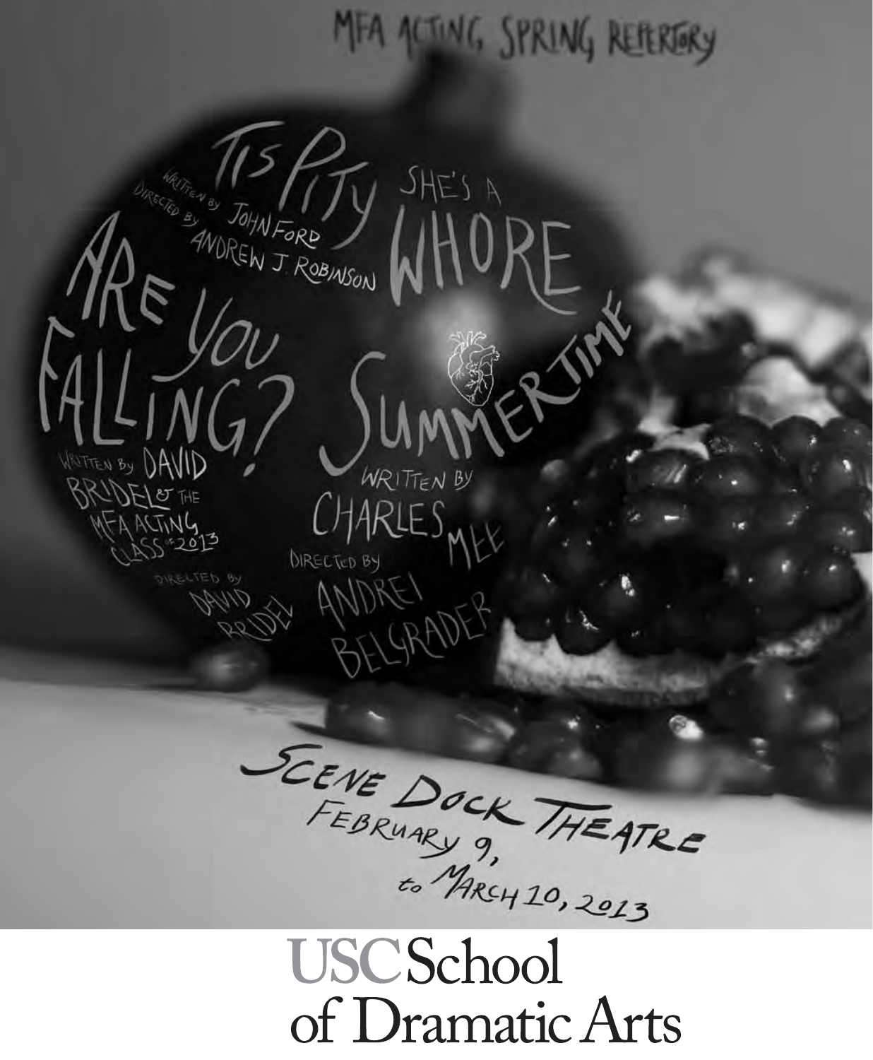MFA ACTING SPRING REPERTORY

# 'Tis Pity She's a Whore

Written by John Ford
Directed by Andrew J. Robinson

# Are You Falling?

Written by David Bridel & the MFA Acting Class of 2013
Directed by David Bridel

# Summertime

Written by Charles Mee
Directed by Andrei Belgrader

Scene Dock Theatre
February 9, to March 10, 2013

USC School of Dramatic Arts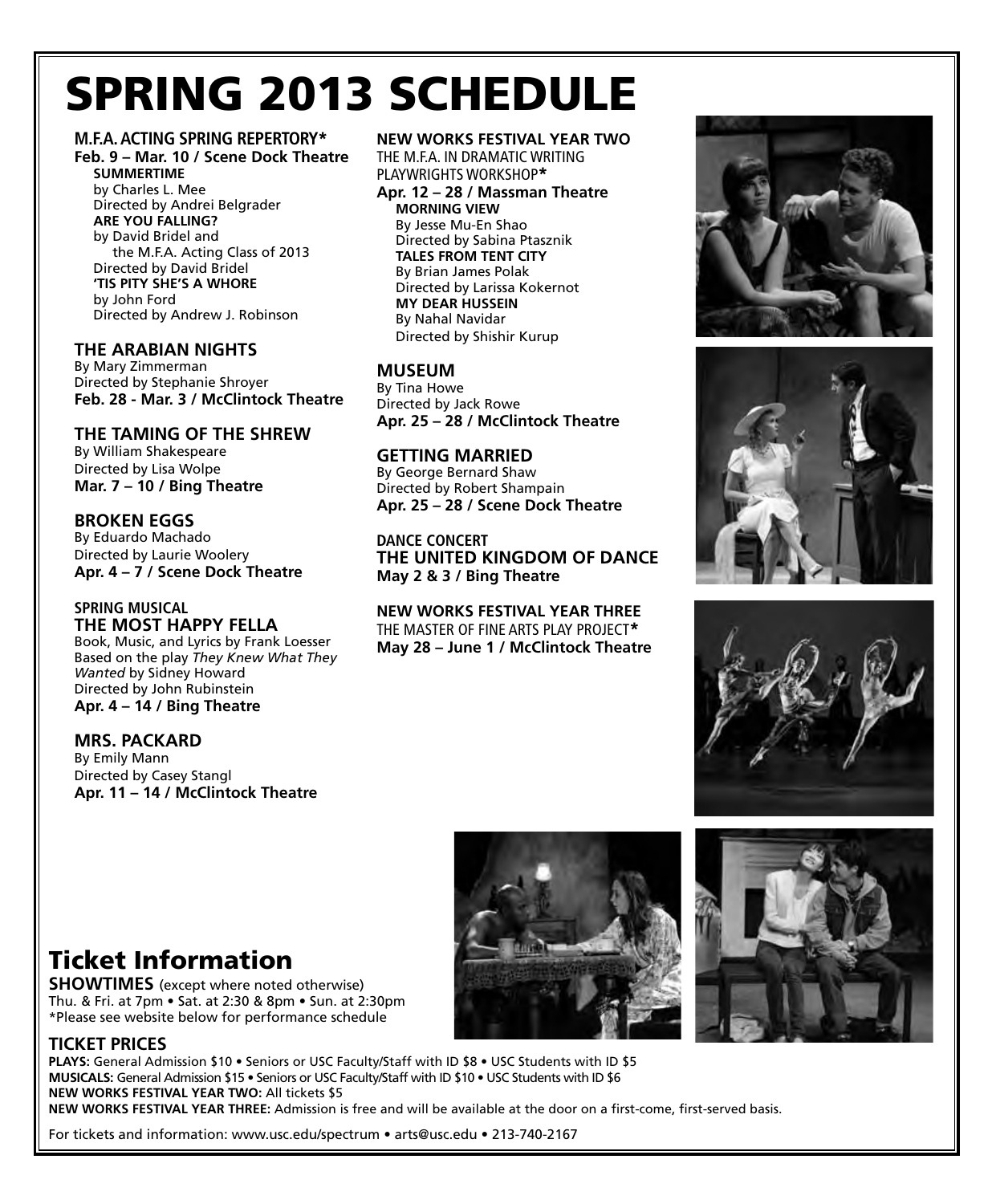# SPRING 2013 SCHEDULE

**M.F.A. ACTING SPRING REPERTORY***
**Feb. 9 – Mar. 10 / Scene Dock Theatre**

**SUMMERTIME**
by Charles L. Mee
Directed by Andrei Belgrader

**ARE YOU FALLING?**
by David Bridel and the M.F.A. Acting Class of 2013
Directed by David Bridel

**'TIS PITY SHE'S A WHORE**
by John Ford
Directed by Andrew J. Robinson

### THE ARABIAN NIGHTS
By Mary Zimmerman
Directed by Stephanie Shroyer
**Feb. 28 - Mar. 3 / McClintock Theatre**

### THE TAMING OF THE SHREW
By William Shakespeare
Directed by Lisa Wolpe
**Mar. 7 – 10 / Bing Theatre**

### BROKEN EGGS
By Eduardo Machado
Directed by Laurie Woolery
**Apr. 4 – 7 / Scene Dock Theatre**

**SPRING MUSICAL**
### THE MOST HAPPY FELLA
Book, Music, and Lyrics by Frank Loesser
Based on the play *They Knew What They Wanted* by Sidney Howard
Directed by John Rubinstein
**Apr. 4 – 14 / Bing Theatre**

### MRS. PACKARD
By Emily Mann
Directed by Casey Stangl
**Apr. 11 – 14 / McClintock Theatre**

**NEW WORKS FESTIVAL YEAR TWO**
THE M.F.A. IN DRAMATIC WRITING PLAYWRIGHTS WORKSHOP*
**Apr. 12 – 28 / Massman Theatre**

**MORNING VIEW**
By Jesse Mu-En Shao
Directed by Sabina Ptasznik

**TALES FROM TENT CITY**
By Brian James Polak
Directed by Larissa Kokernot

**MY DEAR HUSSEIN**
By Nahal Navidar
Directed by Shishir Kurup

### MUSEUM
By Tina Howe
Directed by Jack Rowe
**Apr. 25 – 28 / McClintock Theatre**

### GETTING MARRIED
By George Bernard Shaw
Directed by Robert Shampain
**Apr. 25 – 28 / Scene Dock Theatre**

**DANCE CONCERT**
### THE UNITED KINGDOM OF DANCE
**May 2 & 3 / Bing Theatre**

**NEW WORKS FESTIVAL YEAR THREE**
THE MASTER OF FINE ARTS PLAY PROJECT*
**May 28 – June 1 / McClintock Theatre**

## Ticket Information

**SHOWTIMES** (except where noted otherwise)
Thu. & Fri. at 7pm • Sat. at 2:30 & 8pm • Sun. at 2:30pm
*Please see website below for performance schedule

### TICKET PRICES
**PLAYS:** General Admission $10 • Seniors or USC Faculty/Staff with ID $8 • USC Students with ID $5
**MUSICALS:** General Admission $15 • Seniors or USC Faculty/Staff with ID $10 • USC Students with ID $6
**NEW WORKS FESTIVAL YEAR TWO:** All tickets $5
**NEW WORKS FESTIVAL YEAR THREE:** Admission is free and will be available at the door on a first-come, first-served basis.

For tickets and information: www.usc.edu/spectrum • arts@usc.edu • 213-740-2167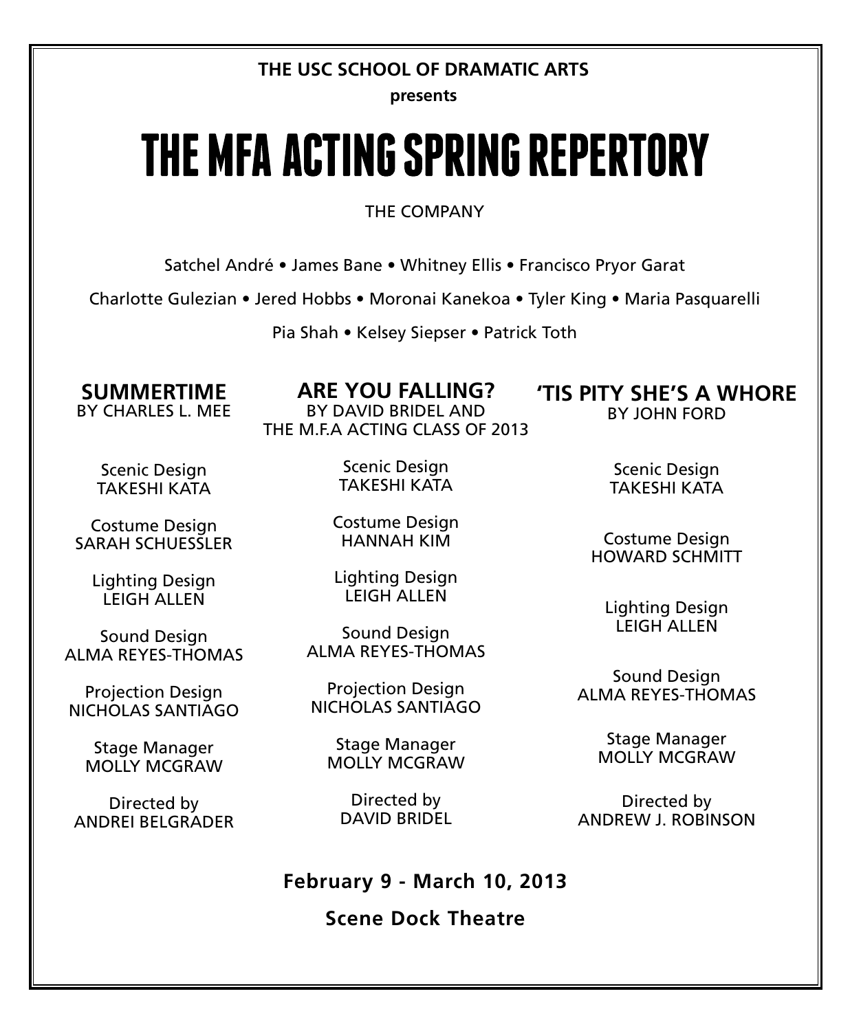**THE USC SCHOOL OF DRAMATIC ARTS**

**presents**

# THE MFA ACTING SPRING REPERTORY

THE COMPANY

Satchel André • James Bane • Whitney Ellis • Francisco Pryor Garat

Charlotte Gulezian • Jered Hobbs • Moronai Kanekoa • Tyler King • Maria Pasquarelli

Pia Shah • Kelsey Siepser • Patrick Toth

## SUMMERTIME

BY CHARLES L. MEE

Scenic Design
TAKESHI KATA

Costume Design
SARAH SCHUESSLER

Lighting Design
LEIGH ALLEN

Sound Design
ALMA REYES-THOMAS

Projection Design
NICHOLAS SANTIAGO

Stage Manager
MOLLY MCGRAW

Directed by
ANDREI BELGRADER

## ARE YOU FALLING?

BY DAVID BRIDEL AND THE M.F.A ACTING CLASS OF 2013

Scenic Design
TAKESHI KATA

Costume Design
HANNAH KIM

Lighting Design
LEIGH ALLEN

Sound Design
ALMA REYES-THOMAS

Projection Design
NICHOLAS SANTIAGO

Stage Manager
MOLLY MCGRAW

Directed by
DAVID BRIDEL

## 'TIS PITY SHE'S A WHORE

BY JOHN FORD

Scenic Design
TAKESHI KATA

Costume Design
HOWARD SCHMITT

Lighting Design
LEIGH ALLEN

Sound Design
ALMA REYES-THOMAS

Stage Manager
MOLLY MCGRAW

Directed by
ANDREW J. ROBINSON

**February 9 - March 10, 2013**

**Scene Dock Theatre**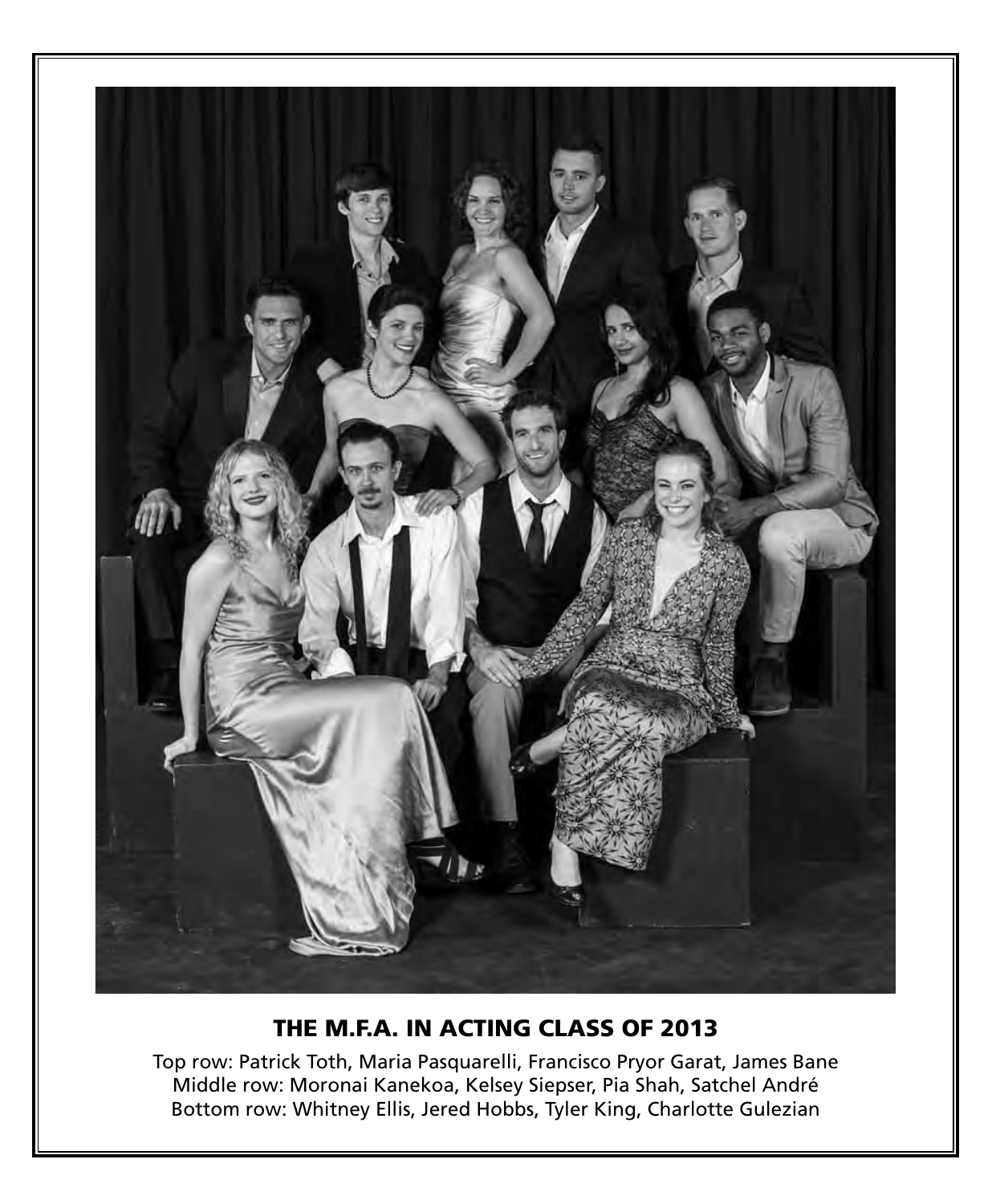## THE M.F.A. IN ACTING CLASS OF 2013

Top row: Patrick Toth, Maria Pasquarelli, Francisco Pryor Garat, James Bane
Middle row: Moronai Kanekoa, Kelsey Siepser, Pia Shah, Satchel André
Bottom row: Whitney Ellis, Jered Hobbs, Tyler King, Charlotte Gulezian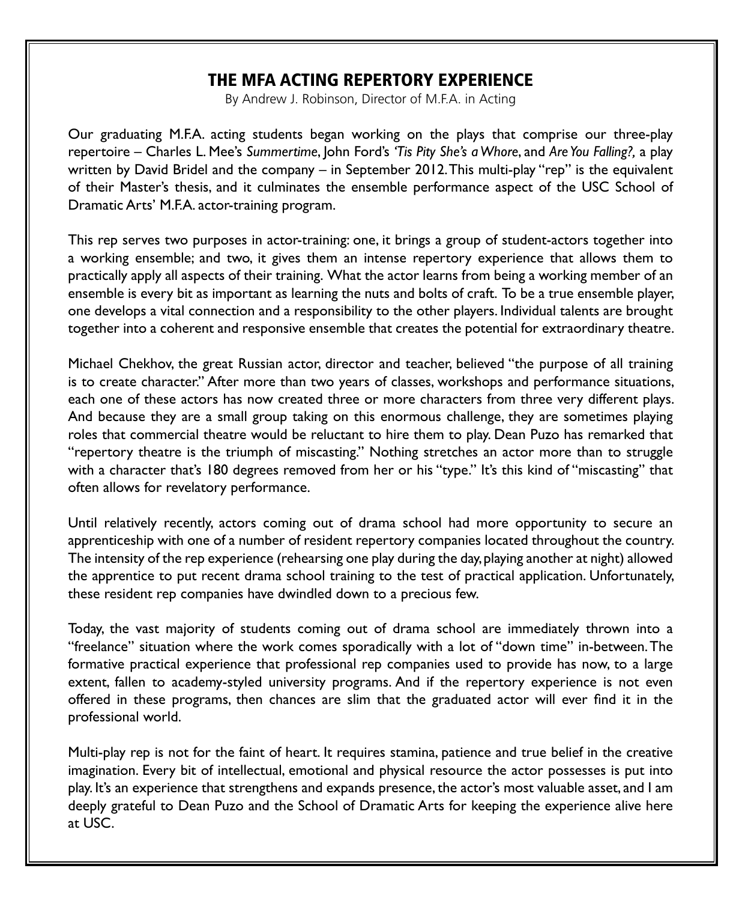# THE MFA ACTING REPERTORY EXPERIENCE

By Andrew J. Robinson, Director of M.F.A. in Acting

Our graduating M.F.A. acting students began working on the plays that comprise our three-play repertoire – Charles L. Mee's *Summertime*, John Ford's *'Tis Pity She's a Whore*, and *Are You Falling?,* a play written by David Bridel and the company – in September 2012. This multi-play "rep" is the equivalent of their Master's thesis, and it culminates the ensemble performance aspect of the USC School of Dramatic Arts' M.F.A. actor-training program.

This rep serves two purposes in actor-training: one, it brings a group of student-actors together into a working ensemble; and two, it gives them an intense repertory experience that allows them to practically apply all aspects of their training. What the actor learns from being a working member of an ensemble is every bit as important as learning the nuts and bolts of craft. To be a true ensemble player, one develops a vital connection and a responsibility to the other players. Individual talents are brought together into a coherent and responsive ensemble that creates the potential for extraordinary theatre.

Michael Chekhov, the great Russian actor, director and teacher, believed "the purpose of all training is to create character." After more than two years of classes, workshops and performance situations, each one of these actors has now created three or more characters from three very different plays. And because they are a small group taking on this enormous challenge, they are sometimes playing roles that commercial theatre would be reluctant to hire them to play. Dean Puzo has remarked that "repertory theatre is the triumph of miscasting." Nothing stretches an actor more than to struggle with a character that's 180 degrees removed from her or his "type." It's this kind of "miscasting" that often allows for revelatory performance.

Until relatively recently, actors coming out of drama school had more opportunity to secure an apprenticeship with one of a number of resident repertory companies located throughout the country. The intensity of the rep experience (rehearsing one play during the day, playing another at night) allowed the apprentice to put recent drama school training to the test of practical application. Unfortunately, these resident rep companies have dwindled down to a precious few.

Today, the vast majority of students coming out of drama school are immediately thrown into a "freelance" situation where the work comes sporadically with a lot of "down time" in-between. The formative practical experience that professional rep companies used to provide has now, to a large extent, fallen to academy-styled university programs. And if the repertory experience is not even offered in these programs, then chances are slim that the graduated actor will ever find it in the professional world.

Multi-play rep is not for the faint of heart. It requires stamina, patience and true belief in the creative imagination. Every bit of intellectual, emotional and physical resource the actor possesses is put into play. It's an experience that strengthens and expands presence, the actor's most valuable asset, and I am deeply grateful to Dean Puzo and the School of Dramatic Arts for keeping the experience alive here at USC.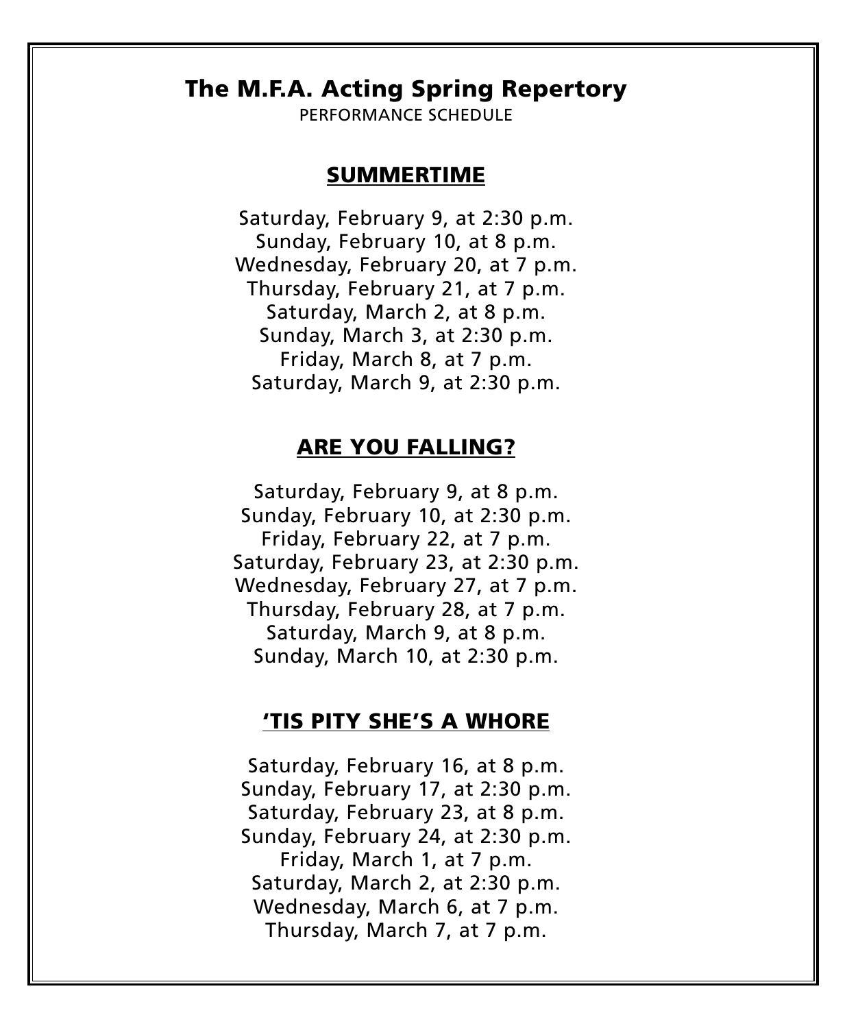# The M.F.A. Acting Spring Repertory

PERFORMANCE SCHEDULE

## SUMMERTIME

Saturday, February 9, at 2:30 p.m.
Sunday, February 10, at 8 p.m.
Wednesday, February 20, at 7 p.m.
Thursday, February 21, at 7 p.m.
Saturday, March 2, at 8 p.m.
Sunday, March 3, at 2:30 p.m.
Friday, March 8, at 7 p.m.
Saturday, March 9, at 2:30 p.m.

## ARE YOU FALLING?

Saturday, February 9, at 8 p.m.
Sunday, February 10, at 2:30 p.m.
Friday, February 22, at 7 p.m.
Saturday, February 23, at 2:30 p.m.
Wednesday, February 27, at 7 p.m.
Thursday, February 28, at 7 p.m.
Saturday, March 9, at 8 p.m.
Sunday, March 10, at 2:30 p.m.

## 'TIS PITY SHE'S A WHORE

Saturday, February 16, at 8 p.m.
Sunday, February 17, at 2:30 p.m.
Saturday, February 23, at 8 p.m.
Sunday, February 24, at 2:30 p.m.
Friday, March 1, at 7 p.m.
Saturday, March 2, at 2:30 p.m.
Wednesday, March 6, at 7 p.m.
Thursday, March 7, at 7 p.m.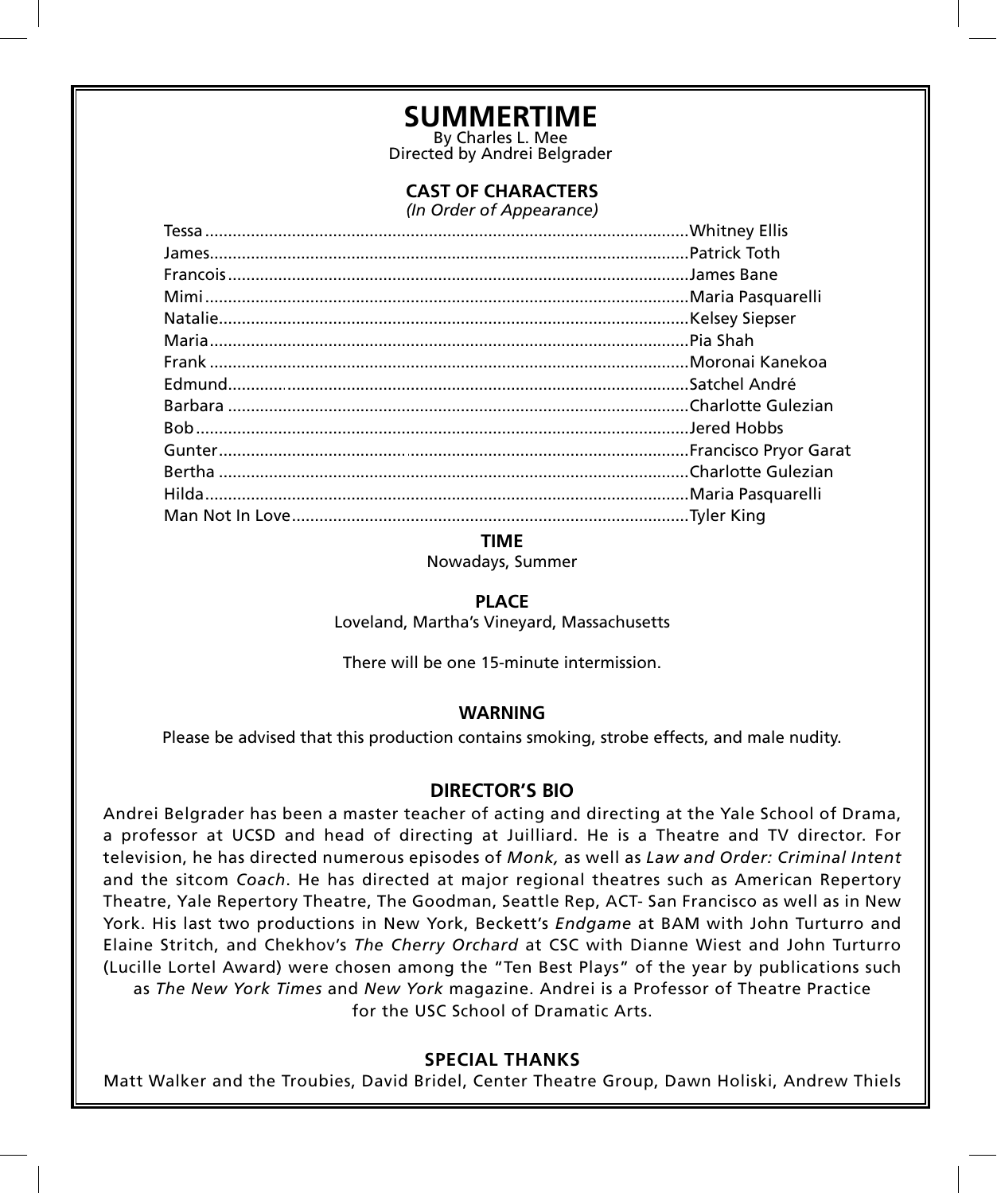# SUMMERTIME

By Charles L. Mee
Directed by Andrei Belgrader

## CAST OF CHARACTERS

*(In Order of Appearance)*

| Character | Actor |
|---|---|
| Tessa | Whitney Ellis |
| James | Patrick Toth |
| Francois | James Bane |
| Mimi | Maria Pasquarelli |
| Natalie | Kelsey Siepser |
| Maria | Pia Shah |
| Frank | Moronai Kanekoa |
| Edmund | Satchel André |
| Barbara | Charlotte Gulezian |
| Bob | Jered Hobbs |
| Gunter | Francisco Pryor Garat |
| Bertha | Charlotte Gulezian |
| Hilda | Maria Pasquarelli |
| Man Not In Love | Tyler King |

**TIME**

Nowadays, Summer

**PLACE**

Loveland, Martha's Vineyard, Massachusetts

There will be one 15-minute intermission.

**WARNING**

Please be advised that this production contains smoking, strobe effects, and male nudity.

**DIRECTOR'S BIO**

Andrei Belgrader has been a master teacher of acting and directing at the Yale School of Drama, a professor at UCSD and head of directing at Juilliard. He is a Theatre and TV director. For television, he has directed numerous episodes of *Monk,* as well as *Law and Order: Criminal Intent* and the sitcom *Coach*. He has directed at major regional theatres such as American Repertory Theatre, Yale Repertory Theatre, The Goodman, Seattle Rep, ACT- San Francisco as well as in New York. His last two productions in New York, Beckett's *Endgame* at BAM with John Turturro and Elaine Stritch, and Chekhov's *The Cherry Orchard* at CSC with Dianne Wiest and John Turturro (Lucille Lortel Award) were chosen among the "Ten Best Plays" of the year by publications such as *The New York Times* and *New York* magazine. Andrei is a Professor of Theatre Practice for the USC School of Dramatic Arts.

**SPECIAL THANKS**

Matt Walker and the Troubies, David Bridel, Center Theatre Group, Dawn Holiski, Andrew Thiels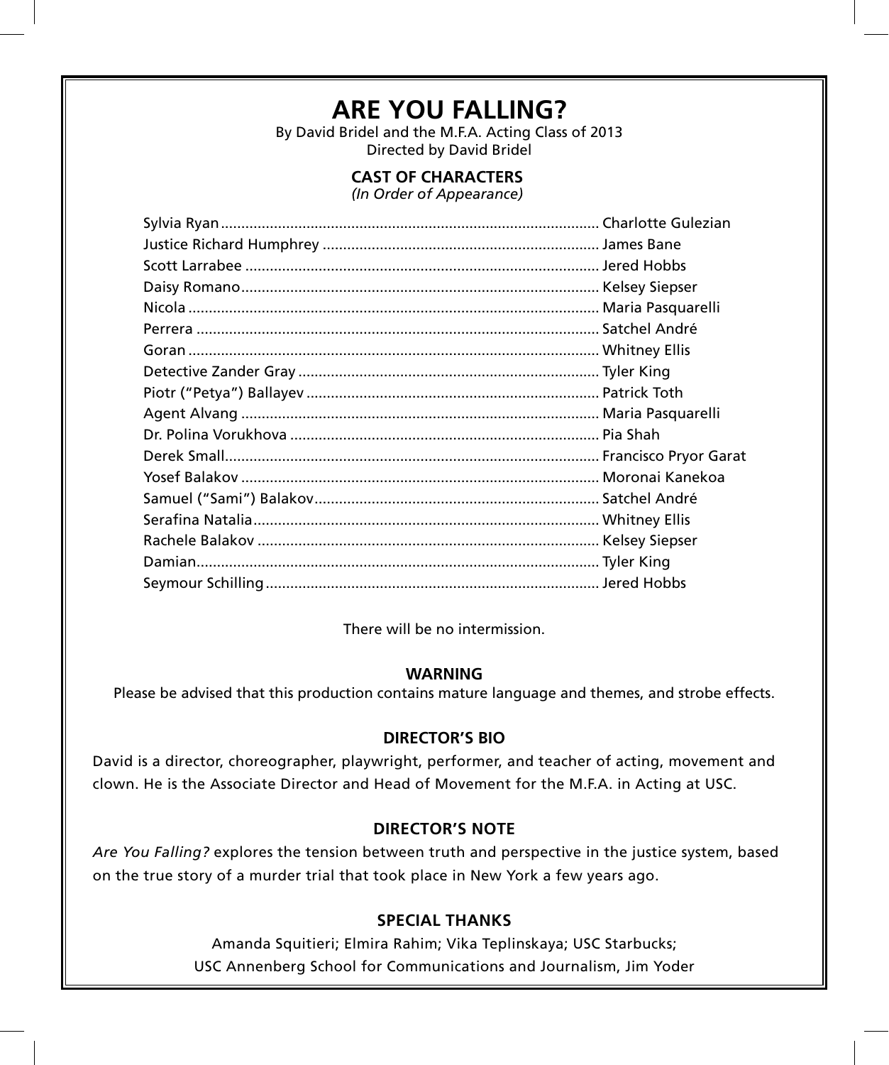# ARE YOU FALLING?

By David Bridel and the M.F.A. Acting Class of 2013
Directed by David Bridel

## CAST OF CHARACTERS

*(In Order of Appearance)*

| Character | Actor |
|---|---|
| Sylvia Ryan | Charlotte Gulezian |
| Justice Richard Humphrey | James Bane |
| Scott Larrabee | Jered Hobbs |
| Daisy Romano | Kelsey Siepser |
| Nicola | Maria Pasquarelli |
| Perrera | Satchel André |
| Goran | Whitney Ellis |
| Detective Zander Gray | Tyler King |
| Piotr ("Petya") Ballayev | Patrick Toth |
| Agent Alvang | Maria Pasquarelli |
| Dr. Polina Vorukhova | Pia Shah |
| Derek Small | Francisco Pryor Garat |
| Yosef Balakov | Moronai Kanekoa |
| Samuel ("Sami") Balakov | Satchel André |
| Serafina Natalia | Whitney Ellis |
| Rachele Balakov | Kelsey Siepser |
| Damian | Tyler King |
| Seymour Schilling | Jered Hobbs |

There will be no intermission.

## WARNING

Please be advised that this production contains mature language and themes, and strobe effects.

## DIRECTOR'S BIO

David is a director, choreographer, playwright, performer, and teacher of acting, movement and clown. He is the Associate Director and Head of Movement for the M.F.A. in Acting at USC.

## DIRECTOR'S NOTE

*Are You Falling?* explores the tension between truth and perspective in the justice system, based on the true story of a murder trial that took place in New York a few years ago.

## SPECIAL THANKS

Amanda Squitieri; Elmira Rahim; Vika Teplinskaya; USC Starbucks;
USC Annenberg School for Communications and Journalism, Jim Yoder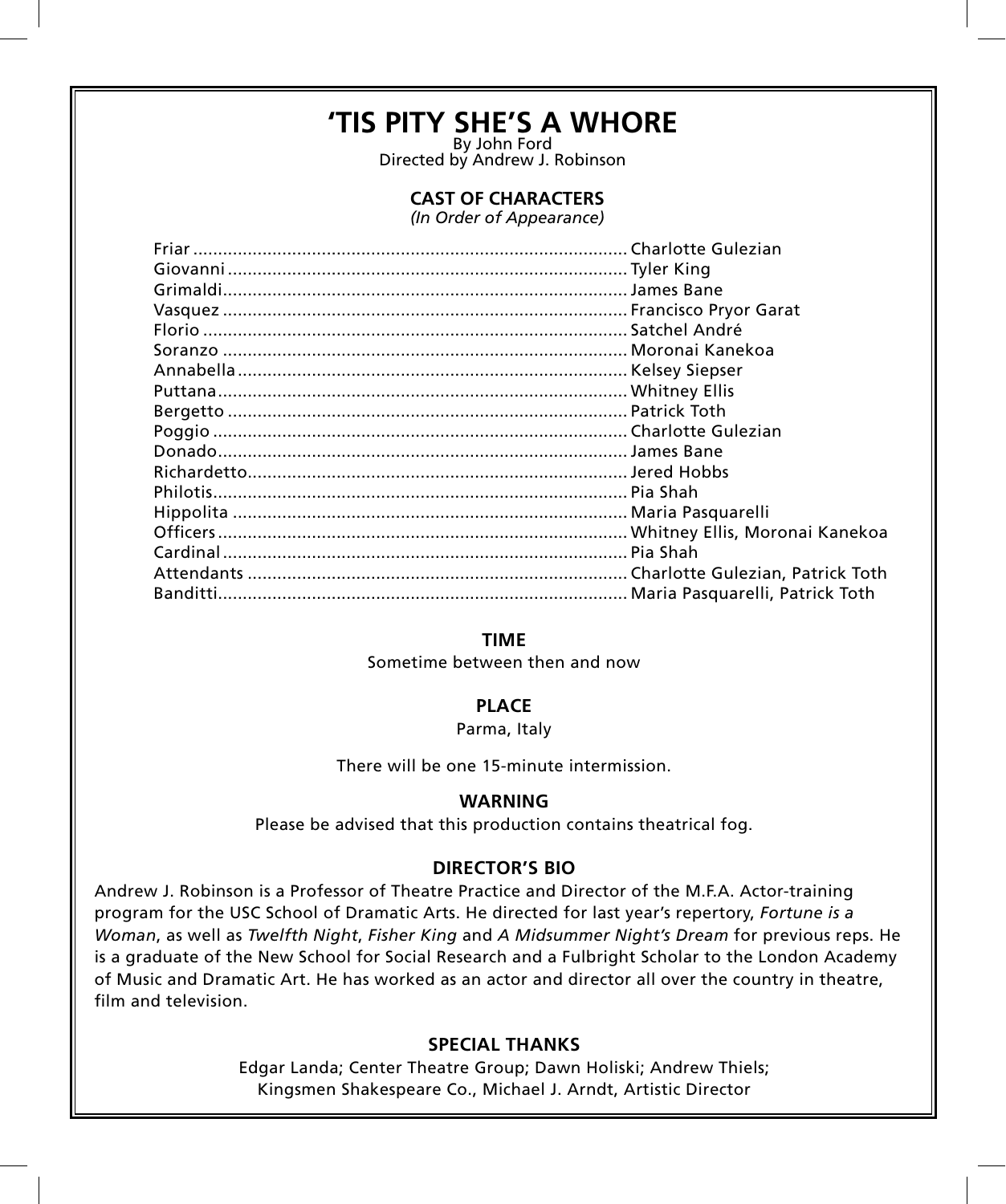# 'TIS PITY SHE'S A WHORE

By John Ford
Directed by Andrew J. Robinson

## CAST OF CHARACTERS

*(In Order of Appearance)*

| | |
|---|---|
| Friar | Charlotte Gulezian |
| Giovanni | Tyler King |
| Grimaldi | James Bane |
| Vasquez | Francisco Pryor Garat |
| Florio | Satchel André |
| Soranzo | Moronai Kanekoa |
| Annabella | Kelsey Siepser |
| Puttana | Whitney Ellis |
| Bergetto | Patrick Toth |
| Poggio | Charlotte Gulezian |
| Donado | James Bane |
| Richardetto | Jered Hobbs |
| Philotis | Pia Shah |
| Hippolita | Maria Pasquarelli |
| Officers | Whitney Ellis, Moronai Kanekoa |
| Cardinal | Pia Shah |
| Attendants | Charlotte Gulezian, Patrick Toth |
| Banditti | Maria Pasquarelli, Patrick Toth |

### TIME

Sometime between then and now

### PLACE

Parma, Italy

There will be one 15-minute intermission.

### WARNING

Please be advised that this production contains theatrical fog.

### DIRECTOR'S BIO

Andrew J. Robinson is a Professor of Theatre Practice and Director of the M.F.A. Actor-training program for the USC School of Dramatic Arts. He directed for last year's repertory, *Fortune is a Woman*, as well as *Twelfth Night*, *Fisher King* and *A Midsummer Night's Dream* for previous reps. He is a graduate of the New School for Social Research and a Fulbright Scholar to the London Academy of Music and Dramatic Art. He has worked as an actor and director all over the country in theatre, film and television.

### SPECIAL THANKS

Edgar Landa; Center Theatre Group; Dawn Holiski; Andrew Thiels;
Kingsmen Shakespeare Co., Michael J. Arndt, Artistic Director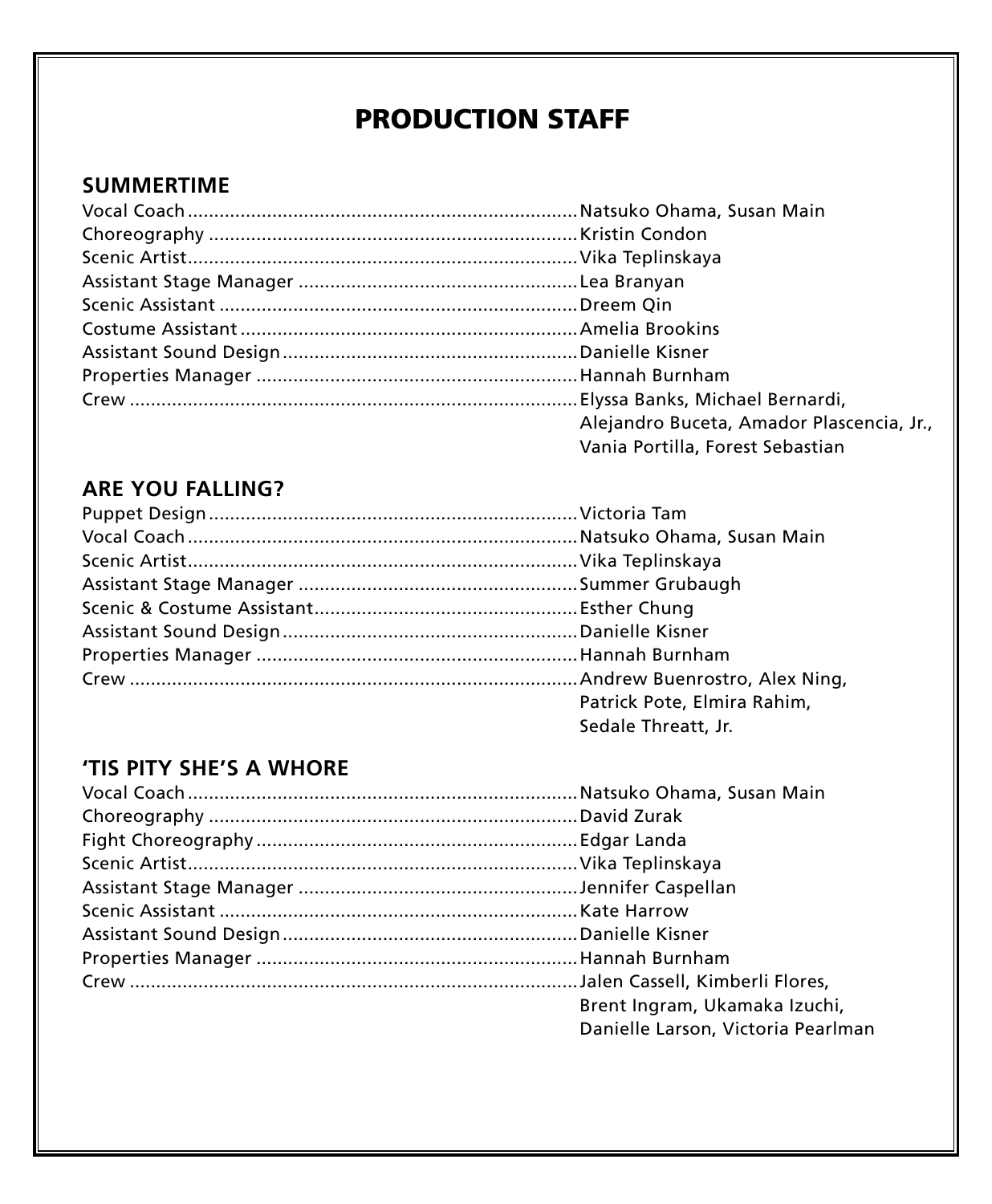# PRODUCTION STAFF

## SUMMERTIME

Vocal Coach........................................Natsuko Ohama, Susan Main
Choreography........................................Kristin Condon
Scenic Artist........................................Vika Teplinskaya
Assistant Stage Manager........................................Lea Branyan
Scenic Assistant........................................Dreem Qin
Costume Assistant........................................Amelia Brookins
Assistant Sound Design........................................Danielle Kisner
Properties Manager........................................Hannah Burnham
Crew........................................Elyssa Banks, Michael Bernardi, Alejandro Buceta, Amador Plascencia, Jr., Vania Portilla, Forest Sebastian

## ARE YOU FALLING?

Puppet Design........................................Victoria Tam
Vocal Coach........................................Natsuko Ohama, Susan Main
Scenic Artist........................................Vika Teplinskaya
Assistant Stage Manager........................................Summer Grubaugh
Scenic & Costume Assistant........................................Esther Chung
Assistant Sound Design........................................Danielle Kisner
Properties Manager........................................Hannah Burnham
Crew........................................Andrew Buenrostro, Alex Ning, Patrick Pote, Elmira Rahim, Sedale Threatt, Jr.

## 'TIS PITY SHE'S A WHORE

Vocal Coach........................................Natsuko Ohama, Susan Main
Choreography........................................David Zurak
Fight Choreography........................................Edgar Landa
Scenic Artist........................................Vika Teplinskaya
Assistant Stage Manager........................................Jennifer Caspellan
Scenic Assistant........................................Kate Harrow
Assistant Sound Design........................................Danielle Kisner
Properties Manager........................................Hannah Burnham
Crew........................................Jalen Cassell, Kimberli Flores, Brent Ingram, Ukamaka Izuchi, Danielle Larson, Victoria Pearlman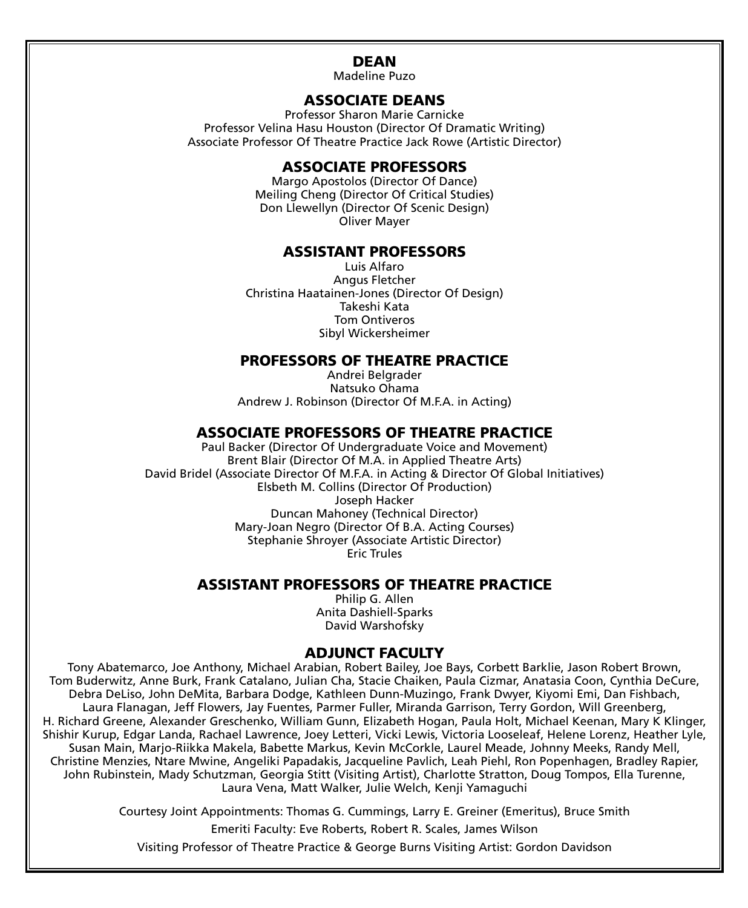## DEAN

Madeline Puzo

## ASSOCIATE DEANS

Professor Sharon Marie Carnicke
Professor Velina Hasu Houston (Director Of Dramatic Writing)
Associate Professor Of Theatre Practice Jack Rowe (Artistic Director)

## ASSOCIATE PROFESSORS

Margo Apostolos (Director Of Dance)
Meiling Cheng (Director Of Critical Studies)
Don Llewellyn (Director Of Scenic Design)
Oliver Mayer

## ASSISTANT PROFESSORS

Luis Alfaro
Angus Fletcher
Christina Haatainen-Jones (Director Of Design)
Takeshi Kata
Tom Ontiveros
Sibyl Wickersheimer

## PROFESSORS OF THEATRE PRACTICE

Andrei Belgrader
Natsuko Ohama
Andrew J. Robinson (Director Of M.F.A. in Acting)

## ASSOCIATE PROFESSORS OF THEATRE PRACTICE

Paul Backer (Director Of Undergraduate Voice and Movement)
Brent Blair (Director Of M.A. in Applied Theatre Arts)
David Bridel (Associate Director Of M.F.A. in Acting & Director Of Global Initiatives)
Elsbeth M. Collins (Director Of Production)
Joseph Hacker
Duncan Mahoney (Technical Director)
Mary-Joan Negro (Director Of B.A. Acting Courses)
Stephanie Shroyer (Associate Artistic Director)
Eric Trules

## ASSISTANT PROFESSORS OF THEATRE PRACTICE

Philip G. Allen
Anita Dashiell-Sparks
David Warshofsky

## ADJUNCT FACULTY

Tony Abatemarco, Joe Anthony, Michael Arabian, Robert Bailey, Joe Bays, Corbett Barklie, Jason Robert Brown, Tom Buderwitz, Anne Burk, Frank Catalano, Julian Cha, Stacie Chaiken, Paula Cizmar, Anatasia Coon, Cynthia DeCure, Debra DeLiso, John DeMita, Barbara Dodge, Kathleen Dunn-Muzingo, Frank Dwyer, Kiyomi Emi, Dan Fishbach, Laura Flanagan, Jeff Flowers, Jay Fuentes, Parmer Fuller, Miranda Garrison, Terry Gordon, Will Greenberg, H. Richard Greene, Alexander Greschenko, William Gunn, Elizabeth Hogan, Paula Holt, Michael Keenan, Mary K Klinger, Shishir Kurup, Edgar Landa, Rachael Lawrence, Joey Letteri, Vicki Lewis, Victoria Looseleaf, Helene Lorenz, Heather Lyle, Susan Main, Marjo-Riikka Makela, Babette Markus, Kevin McCorkle, Laurel Meade, Johnny Meeks, Randy Mell, Christine Menzies, Ntare Mwine, Angeliki Papadakis, Jacqueline Pavlich, Leah Piehl, Ron Popenhagen, Bradley Rapier, John Rubinstein, Mady Schutzman, Georgia Stitt (Visiting Artist), Charlotte Stratton, Doug Tompos, Ella Turenne, Laura Vena, Matt Walker, Julie Welch, Kenji Yamaguchi

Courtesy Joint Appointments: Thomas G. Cummings, Larry E. Greiner (Emeritus), Bruce Smith

Emeriti Faculty: Eve Roberts, Robert R. Scales, James Wilson

Visiting Professor of Theatre Practice & George Burns Visiting Artist: Gordon Davidson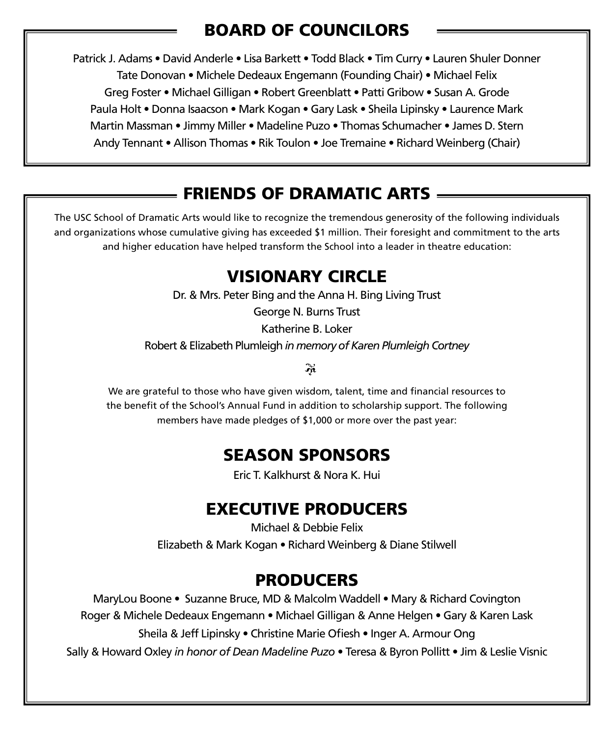## BOARD OF COUNCILORS

Patrick J. Adams • David Anderle • Lisa Barkett • Todd Black • Tim Curry • Lauren Shuler Donner
Tate Donovan • Michele Dedeaux Engemann (Founding Chair) • Michael Felix
Greg Foster • Michael Gilligan • Robert Greenblatt • Patti Gribow • Susan A. Grode
Paula Holt • Donna Isaacson • Mark Kogan • Gary Lask • Sheila Lipinsky • Laurence Mark
Martin Massman • Jimmy Miller • Madeline Puzo • Thomas Schumacher • James D. Stern
Andy Tennant • Allison Thomas • Rik Toulon • Joe Tremaine • Richard Weinberg (Chair)

## FRIENDS OF DRAMATIC ARTS

The USC School of Dramatic Arts would like to recognize the tremendous generosity of the following individuals and organizations whose cumulative giving has exceeded $1 million. Their foresight and commitment to the arts and higher education have helped transform the School into a leader in theatre education:

### VISIONARY CIRCLE

Dr. & Mrs. Peter Bing and the Anna H. Bing Living Trust
George N. Burns Trust
Katherine B. Loker
Robert & Elizabeth Plumleigh *in memory of Karen Plumleigh Cortney*

We are grateful to those who have given wisdom, talent, time and financial resources to the benefit of the School's Annual Fund in addition to scholarship support. The following members have made pledges of $1,000 or more over the past year:

### SEASON SPONSORS

Eric T. Kalkhurst & Nora K. Hui

### EXECUTIVE PRODUCERS

Michael & Debbie Felix
Elizabeth & Mark Kogan • Richard Weinberg & Diane Stilwell

### PRODUCERS

MaryLou Boone • Suzanne Bruce, MD & Malcolm Waddell • Mary & Richard Covington
Roger & Michele Dedeaux Engemann • Michael Gilligan & Anne Helgen • Gary & Karen Lask
Sheila & Jeff Lipinsky • Christine Marie Ofiesh • Inger A. Armour Ong
Sally & Howard Oxley *in honor of Dean Madeline Puzo* • Teresa & Byron Pollitt • Jim & Leslie Visnic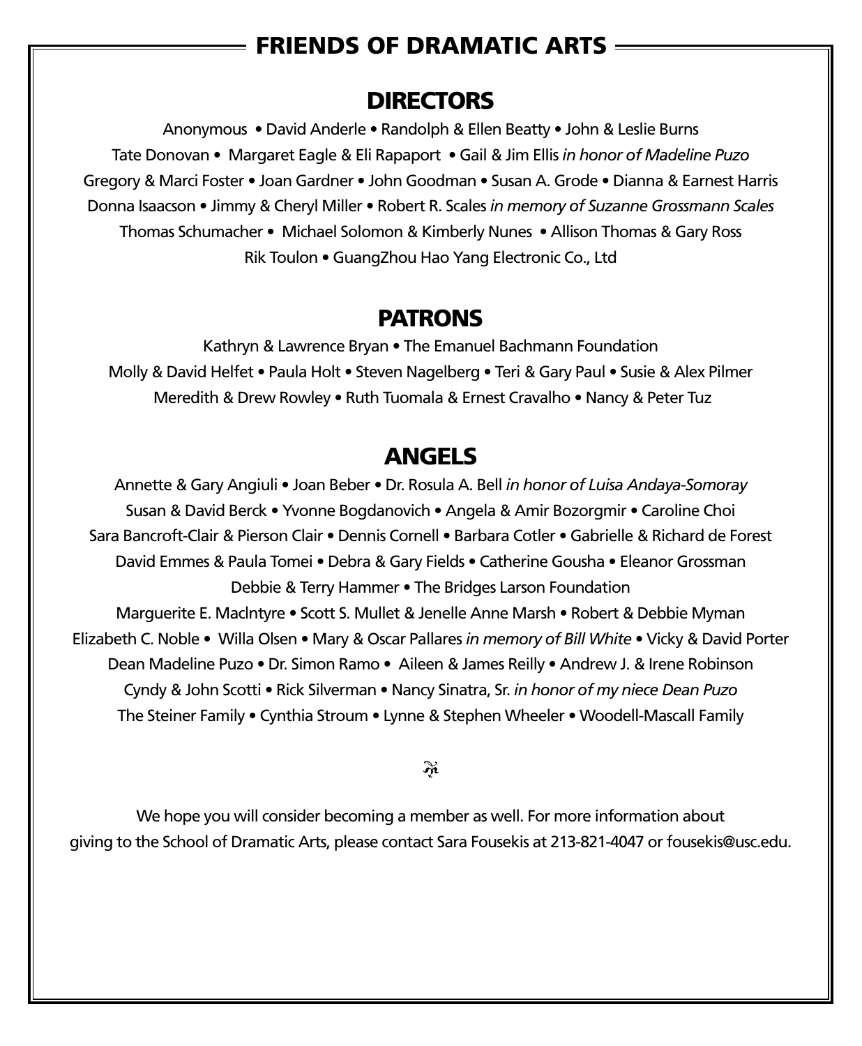# FRIENDS OF DRAMATIC ARTS

## DIRECTORS

Anonymous • David Anderle • Randolph & Ellen Beatty • John & Leslie Burns
Tate Donovan • Margaret Eagle & Eli Rapaport • Gail & Jim Ellis *in honor of Madeline Puzo*
Gregory & Marci Foster • Joan Gardner • John Goodman • Susan A. Grode • Dianna & Earnest Harris
Donna Isaacson • Jimmy & Cheryl Miller • Robert R. Scales *in memory of Suzanne Grossmann Scales*
Thomas Schumacher • Michael Solomon & Kimberly Nunes • Allison Thomas & Gary Ross
Rik Toulon • GuangZhou Hao Yang Electronic Co., Ltd

## PATRONS

Kathryn & Lawrence Bryan • The Emanuel Bachmann Foundation
Molly & David Helfet • Paula Holt • Steven Nagelberg • Teri & Gary Paul • Susie & Alex Pilmer
Meredith & Drew Rowley • Ruth Tuomala & Ernest Cravalho • Nancy & Peter Tuz

## ANGELS

Annette & Gary Angiuli • Joan Beber • Dr. Rosula A. Bell *in honor of Luisa Andaya-Somoray*
Susan & David Berck • Yvonne Bogdanovich • Angela & Amir Bozorgmir • Caroline Choi
Sara Bancroft-Clair & Pierson Clair • Dennis Cornell • Barbara Cotler • Gabrielle & Richard de Forest
David Emmes & Paula Tomei • Debra & Gary Fields • Catherine Gousha • Eleanor Grossman
Debbie & Terry Hammer • The Bridges Larson Foundation
Marguerite E. Maclntyre • Scott S. Mullet & Jenelle Anne Marsh • Robert & Debbie Myman
Elizabeth C. Noble • Willa Olsen • Mary & Oscar Pallares *in memory of Bill White* • Vicky & David Porter
Dean Madeline Puzo • Dr. Simon Ramo • Aileen & James Reilly • Andrew J. & Irene Robinson
Cyndy & John Scotti • Rick Silverman • Nancy Sinatra, Sr. *in honor of my niece Dean Puzo*
The Steiner Family • Cynthia Stroum • Lynne & Stephen Wheeler • Woodell-Mascall Family

We hope you will consider becoming a member as well. For more information about
giving to the School of Dramatic Arts, please contact Sara Fousekis at 213-821-4047 or fousekis@usc.edu.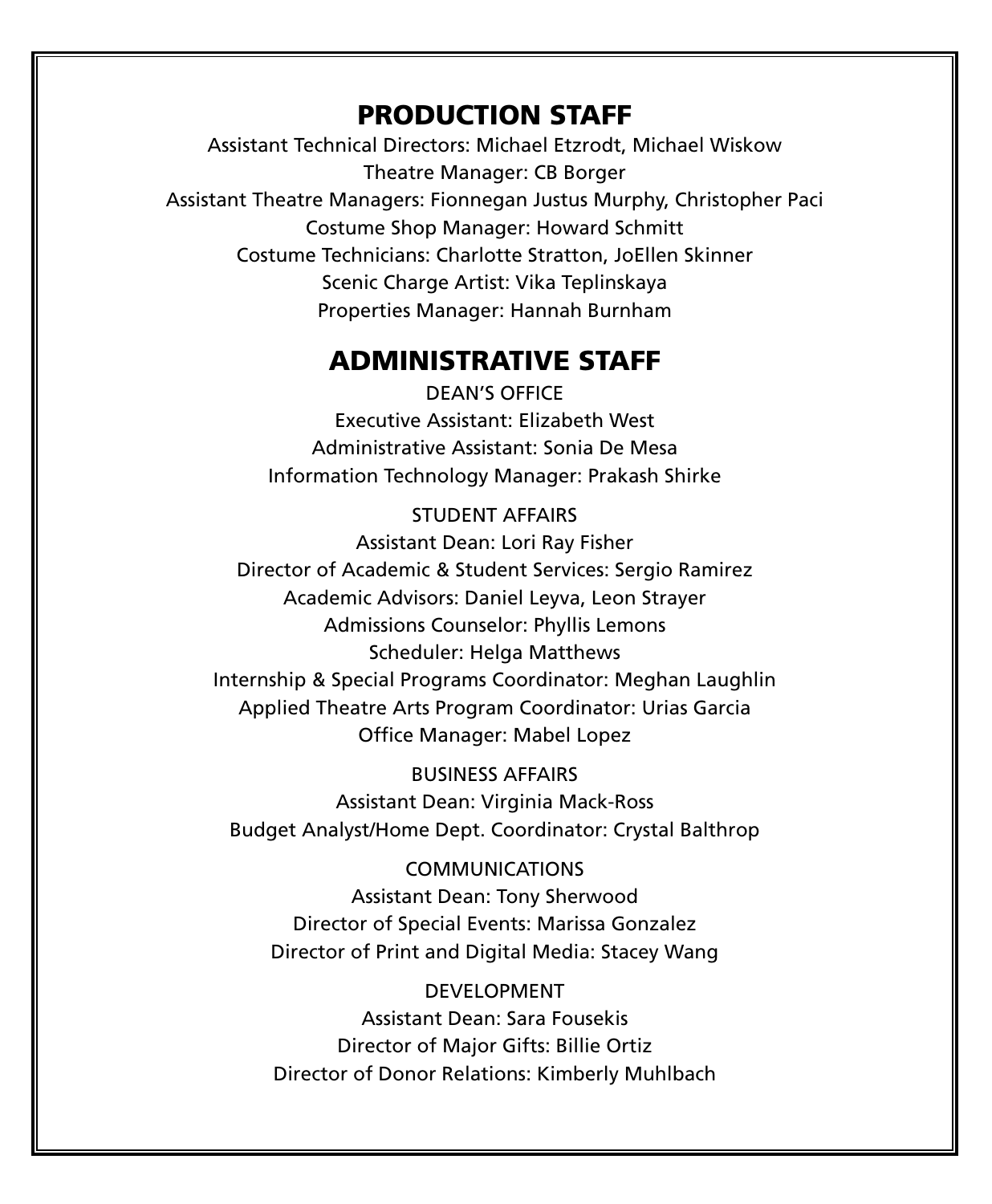## PRODUCTION STAFF

Assistant Technical Directors: Michael Etzrodt, Michael Wiskow

Theatre Manager: CB Borger

Assistant Theatre Managers: Fionnegan Justus Murphy, Christopher Paci

Costume Shop Manager: Howard Schmitt

Costume Technicians: Charlotte Stratton, JoEllen Skinner

Scenic Charge Artist: Vika Teplinskaya

Properties Manager: Hannah Burnham

## ADMINISTRATIVE STAFF

### DEAN'S OFFICE

Executive Assistant: Elizabeth West

Administrative Assistant: Sonia De Mesa

Information Technology Manager: Prakash Shirke

### STUDENT AFFAIRS

Assistant Dean: Lori Ray Fisher

Director of Academic & Student Services: Sergio Ramirez

Academic Advisors: Daniel Leyva, Leon Strayer

Admissions Counselor: Phyllis Lemons

Scheduler: Helga Matthews

Internship & Special Programs Coordinator: Meghan Laughlin

Applied Theatre Arts Program Coordinator: Urias Garcia

Office Manager: Mabel Lopez

### BUSINESS AFFAIRS

Assistant Dean: Virginia Mack-Ross

Budget Analyst/Home Dept. Coordinator: Crystal Balthrop

### COMMUNICATIONS

Assistant Dean: Tony Sherwood

Director of Special Events: Marissa Gonzalez

Director of Print and Digital Media: Stacey Wang

### DEVELOPMENT

Assistant Dean: Sara Fousekis

Director of Major Gifts: Billie Ortiz

Director of Donor Relations: Kimberly Muhlbach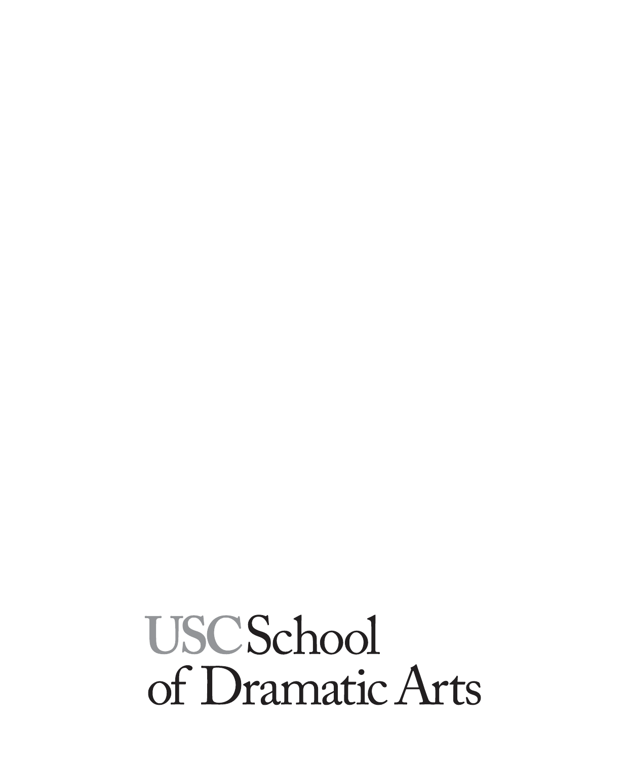USC School
of Dramatic Arts